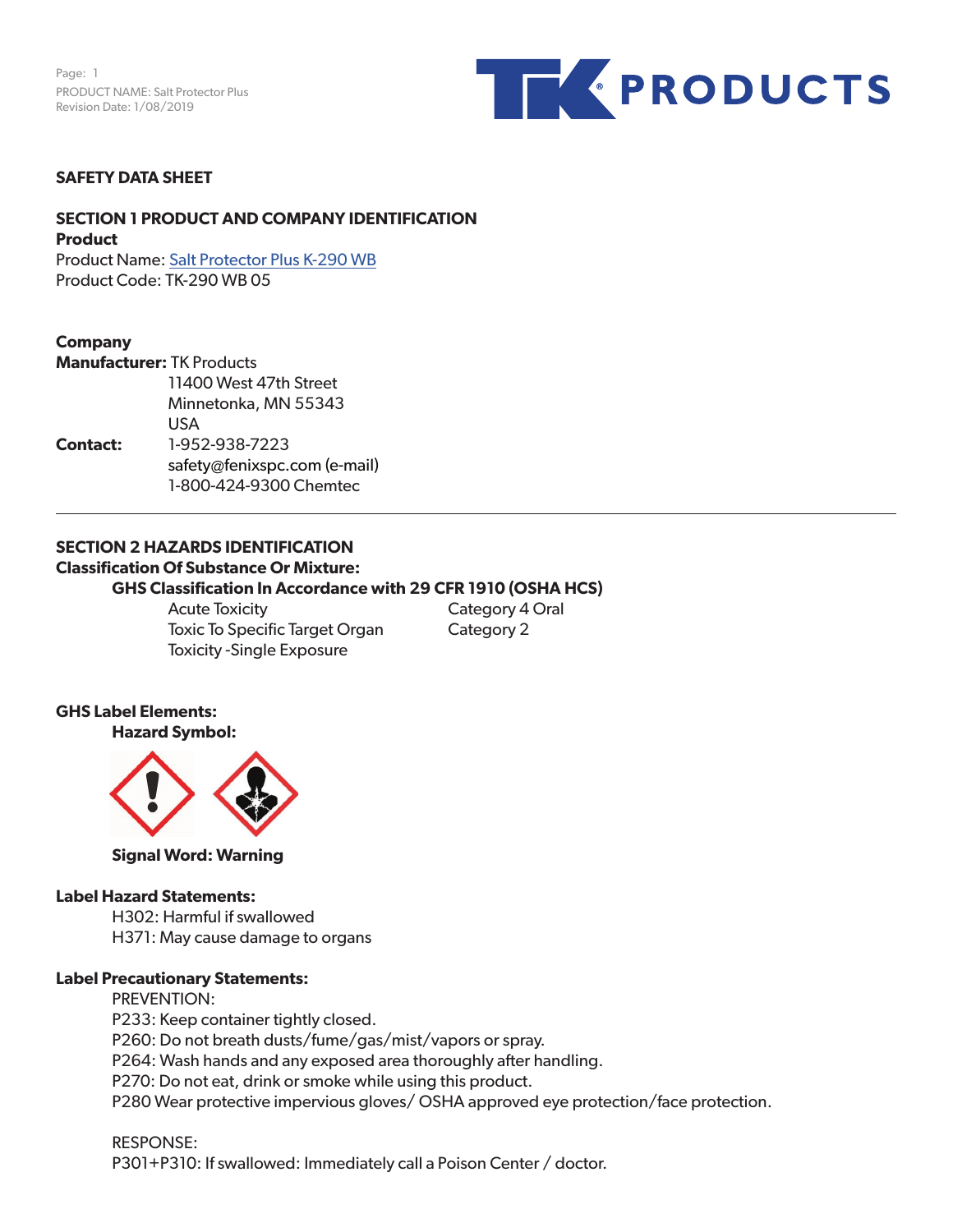# SAFETY DATA SHEET

## SECTION 1 PRODUCT AND COMPANY IDENTIFICATION

**Product**

Product Name: Salt Protector Plus K-290 WB
Product Code: TK-290 WB 05

**Company**

**Manufacturer:** TK Products
11400 West 47th Street
Minnetonka, MN 55343
USA

**Contact:** 1-952-938-7223
safety@fenixspc.com (e-mail)
1-800-424-9300 Chemtec

## SECTION 2 HAZARDS IDENTIFICATION

**Classification Of Substance Or Mixture:**

**GHS Classification In Accordance with 29 CFR 1910 (OSHA HCS)**

| | |
|---|---|
| Acute Toxicity | Category 4 Oral |
| Toxic To Specific Target Organ Toxicity -Single Exposure | Category 2 |

**GHS Label Elements:**

**Hazard Symbol:**

**Signal Word: Warning**

**Label Hazard Statements:**

H302: Harmful if swallowed
H371: May cause damage to organs

**Label Precautionary Statements:**

PREVENTION:
P233: Keep container tightly closed.
P260: Do not breath dusts/fume/gas/mist/vapors or spray.
P264: Wash hands and any exposed area thoroughly after handling.
P270: Do not eat, drink or smoke while using this product.
P280 Wear protective impervious gloves/ OSHA approved eye protection/face protection.

RESPONSE:
P301+P310: If swallowed: Immediately call a Poison Center / doctor.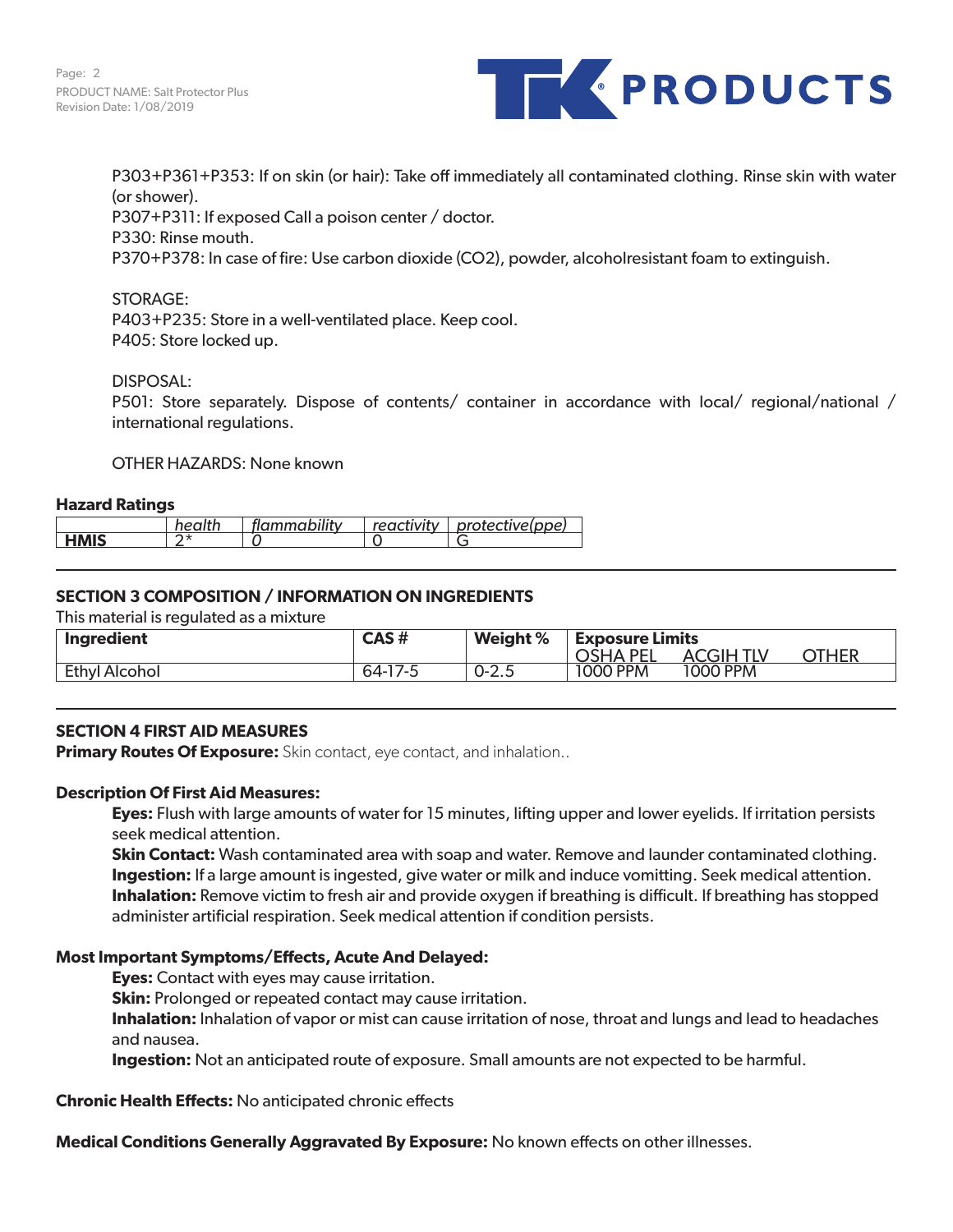P303+P361+P353: If on skin (or hair): Take off immediately all contaminated clothing. Rinse skin with water (or shower).
P307+P311: If exposed Call a poison center / doctor.
P330: Rinse mouth.
P370+P378: In case of fire: Use carbon dioxide ($CO_2$), powder, alcoholresistant foam to extinguish.

STORAGE:
P403+P235: Store in a well-ventilated place. Keep cool.
P405: Store locked up.

DISPOSAL:
P501: Store separately. Dispose of contents/ container in accordance with local/ regional/national / international regulations.

OTHER HAZARDS: None known

**Hazard Ratings**

| | *health* | *flammability* | *reactivity* | *protective(ppe)* |
|---|---|---|---|---|
| **HMIS** | 2* | *0* | 0 | G |

## SECTION 3 COMPOSITION / INFORMATION ON INGREDIENTS

This material is regulated as a mixture

| Ingredient | CAS # | Weight % | Exposure Limits | | |
|---|---|---|---|---|---|
| | | | OSHA PEL | ACGIH TLV | OTHER |
| Ethyl Alcohol | 64-17-5 | 0-2.5 | 1000 PPM | 1000 PPM | |

## SECTION 4 FIRST AID MEASURES

**Primary Routes Of Exposure:** Skin contact, eye contact, and inhalation..

**Description Of First Aid Measures:**

**Eyes:** Flush with large amounts of water for 15 minutes, lifting upper and lower eyelids. If irritation persists seek medical attention.
**Skin Contact:** Wash contaminated area with soap and water. Remove and launder contaminated clothing.
**Ingestion:** If a large amount is ingested, give water or milk and induce vomitting. Seek medical attention.
**Inhalation:** Remove victim to fresh air and provide oxygen if breathing is difficult. If breathing has stopped administer artificial respiration. Seek medical attention if condition persists.

**Most Important Symptoms/Effects, Acute And Delayed:**

**Eyes:** Contact with eyes may cause irritation.
**Skin:** Prolonged or repeated contact may cause irritation.
**Inhalation:** Inhalation of vapor or mist can cause irritation of nose, throat and lungs and lead to headaches and nausea.
**Ingestion:** Not an anticipated route of exposure. Small amounts are not expected to be harmful.

**Chronic Health Effects:** No anticipated chronic effects

**Medical Conditions Generally Aggravated By Exposure:** No known effects on other illnesses.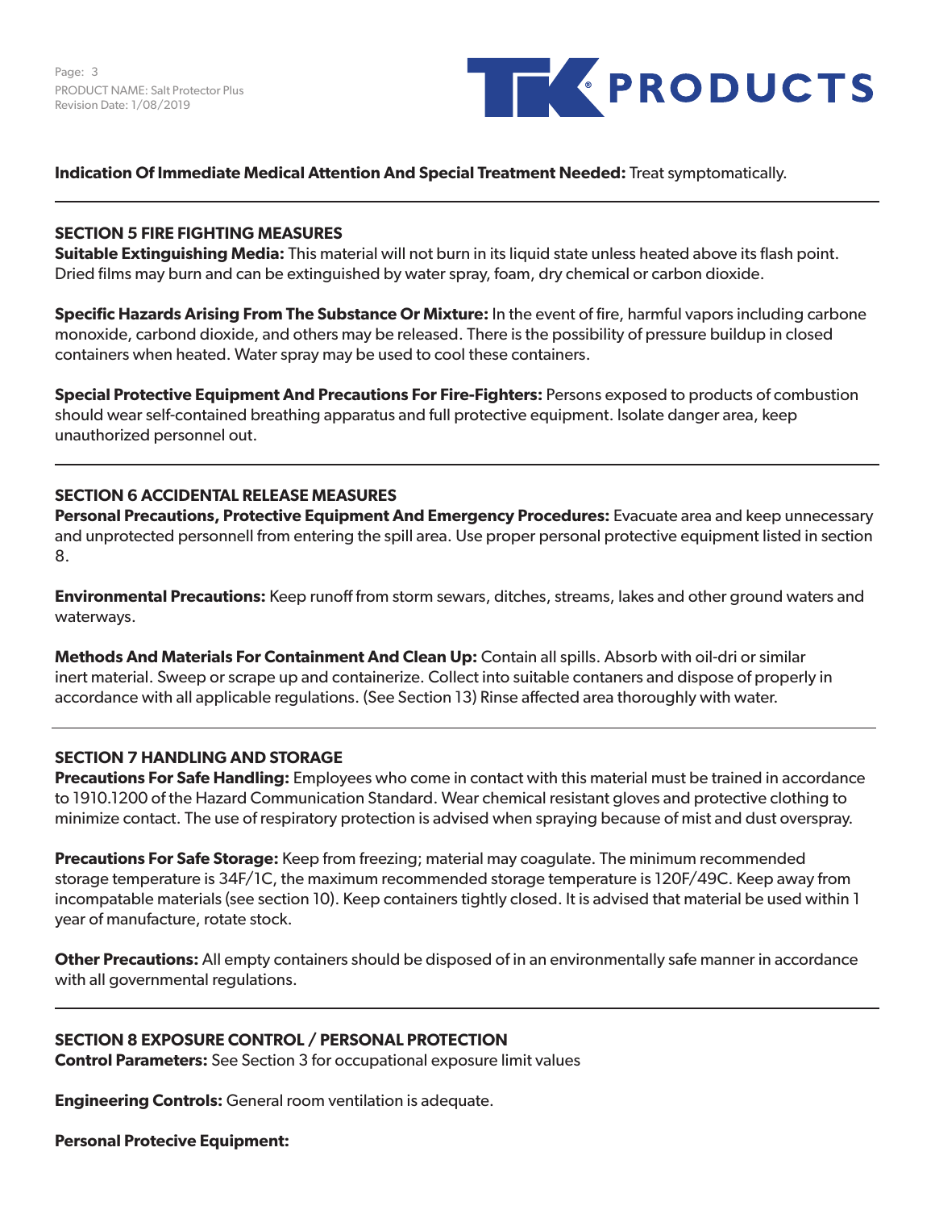**Indication Of Immediate Medical Attention And Special Treatment Needed:** Treat symptomatically.

---

## SECTION 5 FIRE FIGHTING MEASURES

**Suitable Extinguishing Media:** This material will not burn in its liquid state unless heated above its flash point. Dried films may burn and can be extinguished by water spray, foam, dry chemical or carbon dioxide.

**Specific Hazards Arising From The Substance Or Mixture:** In the event of fire, harmful vapors including carbone monoxide, carbond dioxide, and others may be released. There is the possibility of pressure buildup in closed containers when heated. Water spray may be used to cool these containers.

**Special Protective Equipment And Precautions For Fire-Fighters:** Persons exposed to products of combustion should wear self-contained breathing apparatus and full protective equipment. Isolate danger area, keep unauthorized personnel out.

---

## SECTION 6 ACCIDENTAL RELEASE MEASURES

**Personal Precautions, Protective Equipment And Emergency Procedures:** Evacuate area and keep unnecessary and unprotected personnell from entering the spill area. Use proper personal protective equipment listed in section 8.

**Environmental Precautions:** Keep runoff from storm sewars, ditches, streams, lakes and other ground waters and waterways.

**Methods And Materials For Containment And Clean Up:** Contain all spills. Absorb with oil-dri or similar inert material. Sweep or scrape up and containerize. Collect into suitable contaners and dispose of properly in accordance with all applicable regulations. (See Section 13) Rinse affected area thoroughly with water.

---

## SECTION 7 HANDLING AND STORAGE

**Precautions For Safe Handling:** Employees who come in contact with this material must be trained in accordance to 1910.1200 of the Hazard Communication Standard. Wear chemical resistant gloves and protective clothing to minimize contact. The use of respiratory protection is advised when spraying because of mist and dust overspray.

**Precautions For Safe Storage:** Keep from freezing; material may coagulate. The minimum recommended storage temperature is 34F/1C, the maximum recommended storage temperature is 120F/49C. Keep away from incompatable materials (see section 10). Keep containers tightly closed. It is advised that material be used within 1 year of manufacture, rotate stock.

**Other Precautions:** All empty containers should be disposed of in an environmentally safe manner in accordance with all governmental regulations.

---

## SECTION 8 EXPOSURE CONTROL / PERSONAL PROTECTION

**Control Parameters:** See Section 3 for occupational exposure limit values

**Engineering Controls:** General room ventilation is adequate.

**Personal Protecive Equipment:**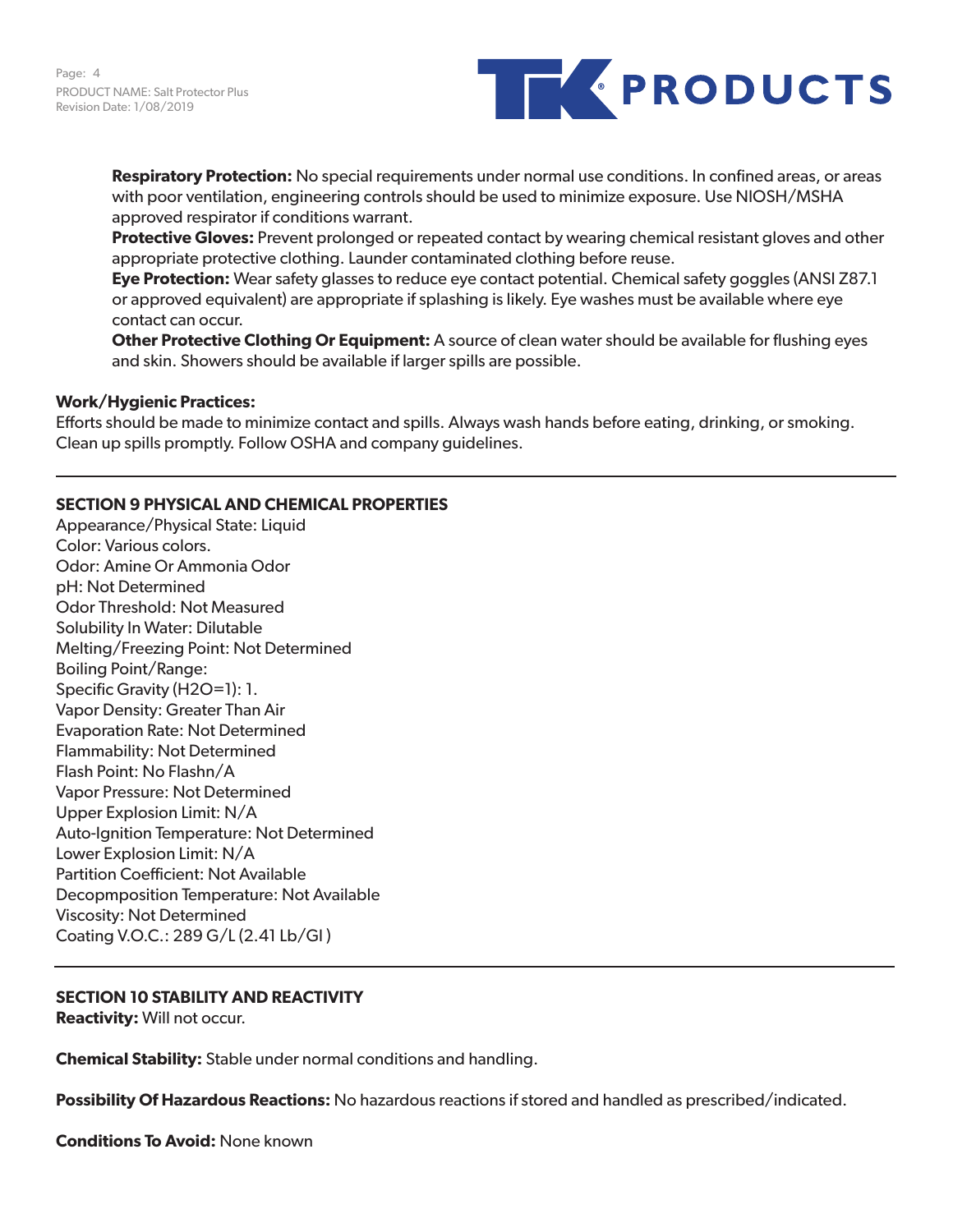**Respiratory Protection:** No special requirements under normal use conditions. In confined areas, or areas with poor ventilation, engineering controls should be used to minimize exposure. Use NIOSH/MSHA approved respirator if conditions warrant.
**Protective Gloves:** Prevent prolonged or repeated contact by wearing chemical resistant gloves and other appropriate protective clothing. Launder contaminated clothing before reuse.
**Eye Protection:** Wear safety glasses to reduce eye contact potential. Chemical safety goggles (ANSI Z87.1 or approved equivalent) are appropriate if splashing is likely. Eye washes must be available where eye contact can occur.
**Other Protective Clothing Or Equipment:** A source of clean water should be available for flushing eyes and skin. Showers should be available if larger spills are possible.

**Work/Hygienic Practices:**
Efforts should be made to minimize contact and spills. Always wash hands before eating, drinking, or smoking. Clean up spills promptly. Follow OSHA and company guidelines.

---

## SECTION 9 PHYSICAL AND CHEMICAL PROPERTIES

Appearance/Physical State: Liquid
Color: Various colors.
Odor: Amine Or Ammonia Odor
pH: Not Determined
Odor Threshold: Not Measured
Solubility In Water: Dilutable
Melting/Freezing Point: Not Determined
Boiling Point/Range:
Specific Gravity ($H_2O$=1): 1.
Vapor Density: Greater Than Air
Evaporation Rate: Not Determined
Flammability: Not Determined
Flash Point: No Flashn/A
Vapor Pressure: Not Determined
Upper Explosion Limit: N/A
Auto-Ignition Temperature: Not Determined
Lower Explosion Limit: N/A
Partition Coefficient: Not Available
Decopmposition Temperature: Not Available
Viscosity: Not Determined
Coating V.O.C.: 289 G/L (2.41 Lb/Gl )

---

## SECTION 10 STABILITY AND REACTIVITY

**Reactivity:** Will not occur.

**Chemical Stability:** Stable under normal conditions and handling.

**Possibility Of Hazardous Reactions:** No hazardous reactions if stored and handled as prescribed/indicated.

**Conditions To Avoid:** None known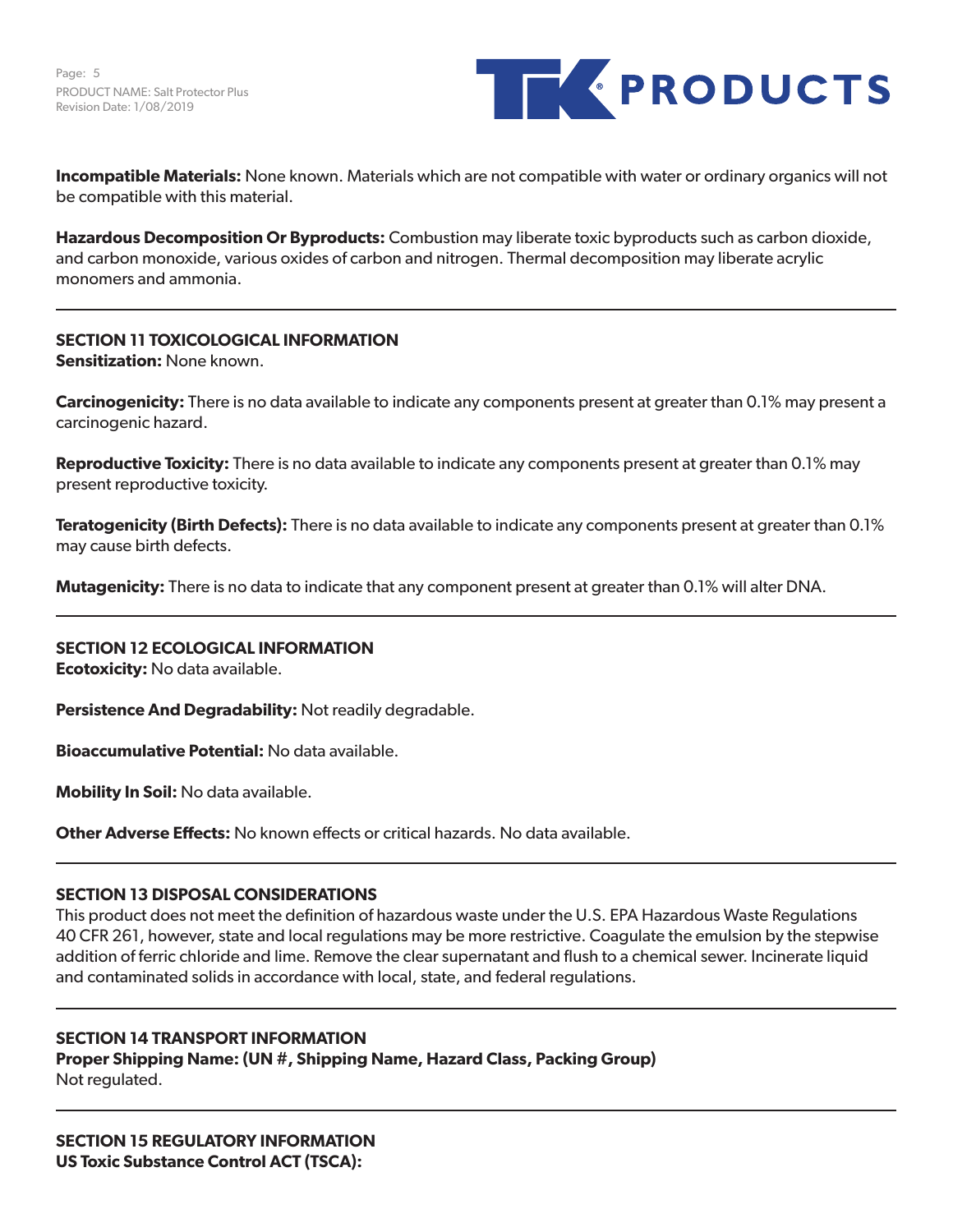**Incompatible Materials:** None known. Materials which are not compatible with water or ordinary organics will not be compatible with this material.

**Hazardous Decomposition Or Byproducts:** Combustion may liberate toxic byproducts such as carbon dioxide, and carbon monoxide, various oxides of carbon and nitrogen. Thermal decomposition may liberate acrylic monomers and ammonia.

---

## SECTION 11 TOXICOLOGICAL INFORMATION

**Sensitization:** None known.

**Carcinogenicity:** There is no data available to indicate any components present at greater than 0.1% may present a carcinogenic hazard.

**Reproductive Toxicity:** There is no data available to indicate any components present at greater than 0.1% may present reproductive toxicity.

**Teratogenicity (Birth Defects):** There is no data available to indicate any components present at greater than 0.1% may cause birth defects.

**Mutagenicity:** There is no data to indicate that any component present at greater than 0.1% will alter DNA.

---

## SECTION 12 ECOLOGICAL INFORMATION

**Ecotoxicity:** No data available.

**Persistence And Degradability:** Not readily degradable.

**Bioaccumulative Potential:** No data available.

**Mobility In Soil:** No data available.

**Other Adverse Effects:** No known effects or critical hazards. No data available.

---

## SECTION 13 DISPOSAL CONSIDERATIONS

This product does not meet the definition of hazardous waste under the U.S. EPA Hazardous Waste Regulations 40 CFR 261, however, state and local regulations may be more restrictive. Coagulate the emulsion by the stepwise addition of ferric chloride and lime. Remove the clear supernatant and flush to a chemical sewer. Incinerate liquid and contaminated solids in accordance with local, state, and federal regulations.

---

## SECTION 14 TRANSPORT INFORMATION

**Proper Shipping Name: (UN #, Shipping Name, Hazard Class, Packing Group)**
Not regulated.

---

## SECTION 15 REGULATORY INFORMATION

**US Toxic Substance Control ACT (TSCA):**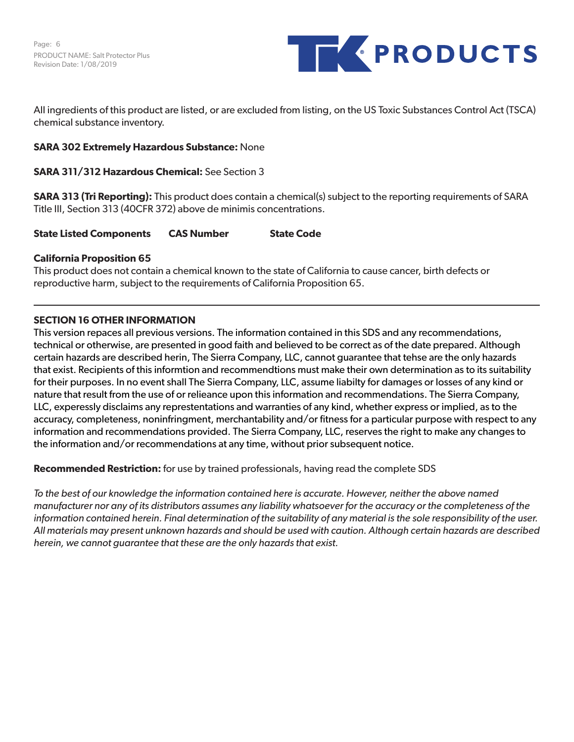All ingredients of this product are listed, or are excluded from listing, on the US Toxic Substances Control Act (TSCA) chemical substance inventory.

**SARA 302 Extremely Hazardous Substance:** None

**SARA 311/312 Hazardous Chemical:** See Section 3

**SARA 313 (Tri Reporting):** This product does contain a chemical(s) subject to the reporting requirements of SARA Title III, Section 313 (40CFR 372) above de minimis concentrations.

| State Listed Components | CAS Number | State Code |
|---|---|---|

**California Proposition 65**
This product does not contain a chemical known to the state of California to cause cancer, birth defects or reproductive harm, subject to the requirements of California Proposition 65.

---

## SECTION 16 OTHER INFORMATION

This version repaces all previous versions. The information contained in this SDS and any recommendations, technical or otherwise, are presented in good faith and believed to be correct as of the date prepared. Although certain hazards are described herin, The Sierra Company, LLC, cannot guarantee that tehse are the only hazards that exist. Recipients of this informtion and recommendtions must make their own determination as to its suitability for their purposes. In no event shall The Sierra Company, LLC, assume liabilty for damages or losses of any kind or nature that result from the use of or relieance upon this information and recommendations. The Sierra Company, LLC, experessly disclaims any represententations and warranties of any kind, whether express or implied, as to the accuracy, completeness, noninfringment, merchantability and/or fitness for a particular purpose with respect to any information and recommendations provided. The Sierra Company, LLC, reserves the right to make any changes to the information and/or recommendations at any time, without prior subsequent notice.

**Recommended Restriction:** for use by trained professionals, having read the complete SDS

*To the best of our knowledge the information contained here is accurate. However, neither the above named manufacturer nor any of its distributors assumes any liability whatsoever for the accuracy or the completeness of the information contained herein. Final determination of the suitability of any material is the sole responsibility of the user. All materials may present unknown hazards and should be used with caution. Although certain hazards are described herein, we cannot guarantee that these are the only hazards that exist.*